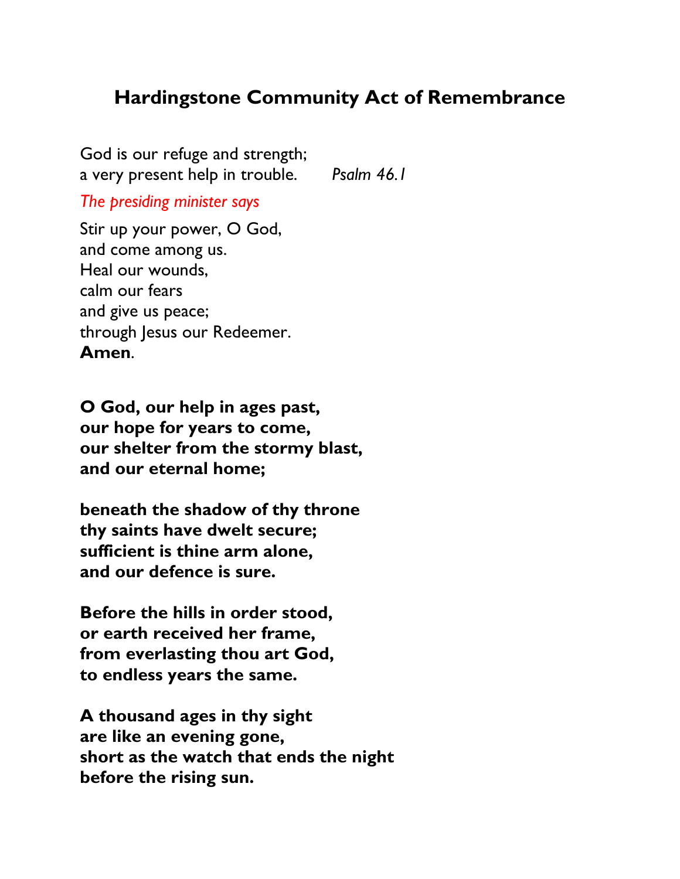# Hardingstone Community Act of Remembrance

God is our refuge and strength;
a very present help in trouble. *Psalm 46.1*

*The presiding minister says*

Stir up your power, O God,
and come among us.
Heal our wounds,
calm our fears
and give us peace;
through Jesus our Redeemer.
**Amen**.

**O God, our help in ages past,
our hope for years to come,
our shelter from the stormy blast,
and our eternal home;**

**beneath the shadow of thy throne
thy saints have dwelt secure;
sufficient is thine arm alone,
and our defence is sure.**

**Before the hills in order stood,
or earth received her frame,
from everlasting thou art God,
to endless years the same.**

**A thousand ages in thy sight
are like an evening gone,
short as the watch that ends the night
before the rising sun.**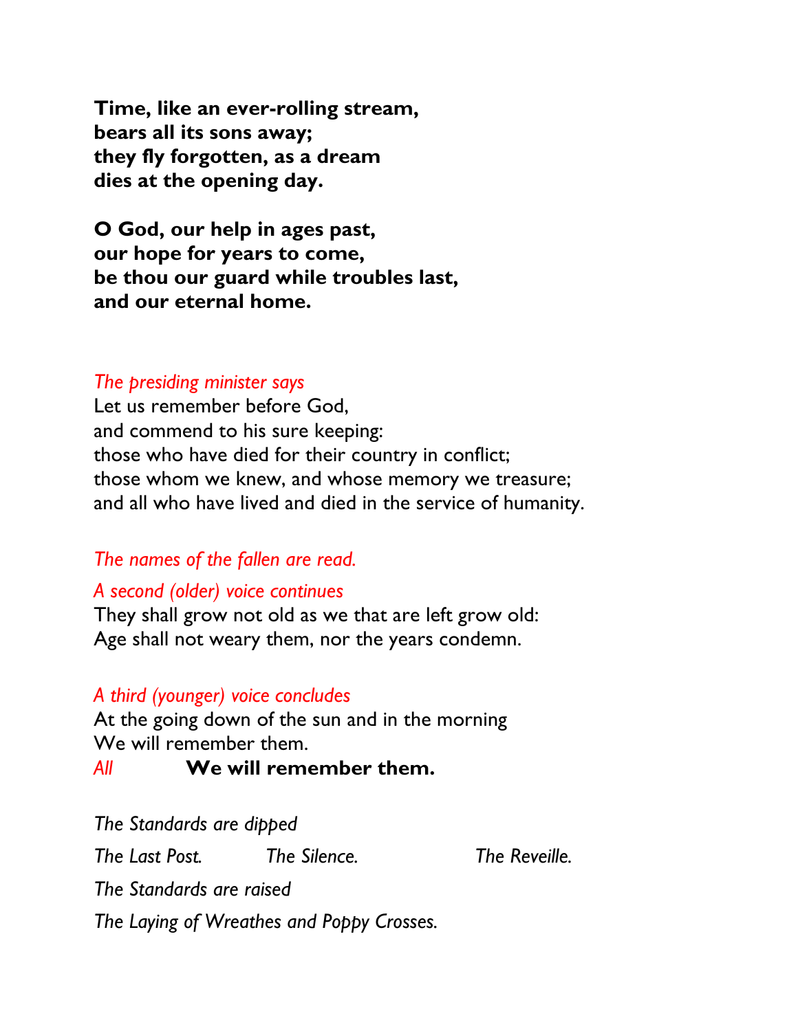**Time, like an ever-rolling stream,**
**bears all its sons away;**
**they fly forgotten, as a dream**
**dies at the opening day.**

**O God, our help in ages past,**
**our hope for years to come,**
**be thou our guard while troubles last,**
**and our eternal home.**

*The presiding minister says*
Let us remember before God,
and commend to his sure keeping:
those who have died for their country in conflict;
those whom we knew, and whose memory we treasure;
and all who have lived and died in the service of humanity.

*The names of the fallen are read.*

*A second (older) voice continues*
They shall grow not old as we that are left grow old:
Age shall not weary them, nor the years condemn.

*A third (younger) voice concludes*
At the going down of the sun and in the morning
We will remember them.
*All* **We will remember them.**

*The Standards are dipped*

*The Last Post.* *The Silence.* *The Reveille.*

*The Standards are raised*

*The Laying of Wreathes and Poppy Crosses.*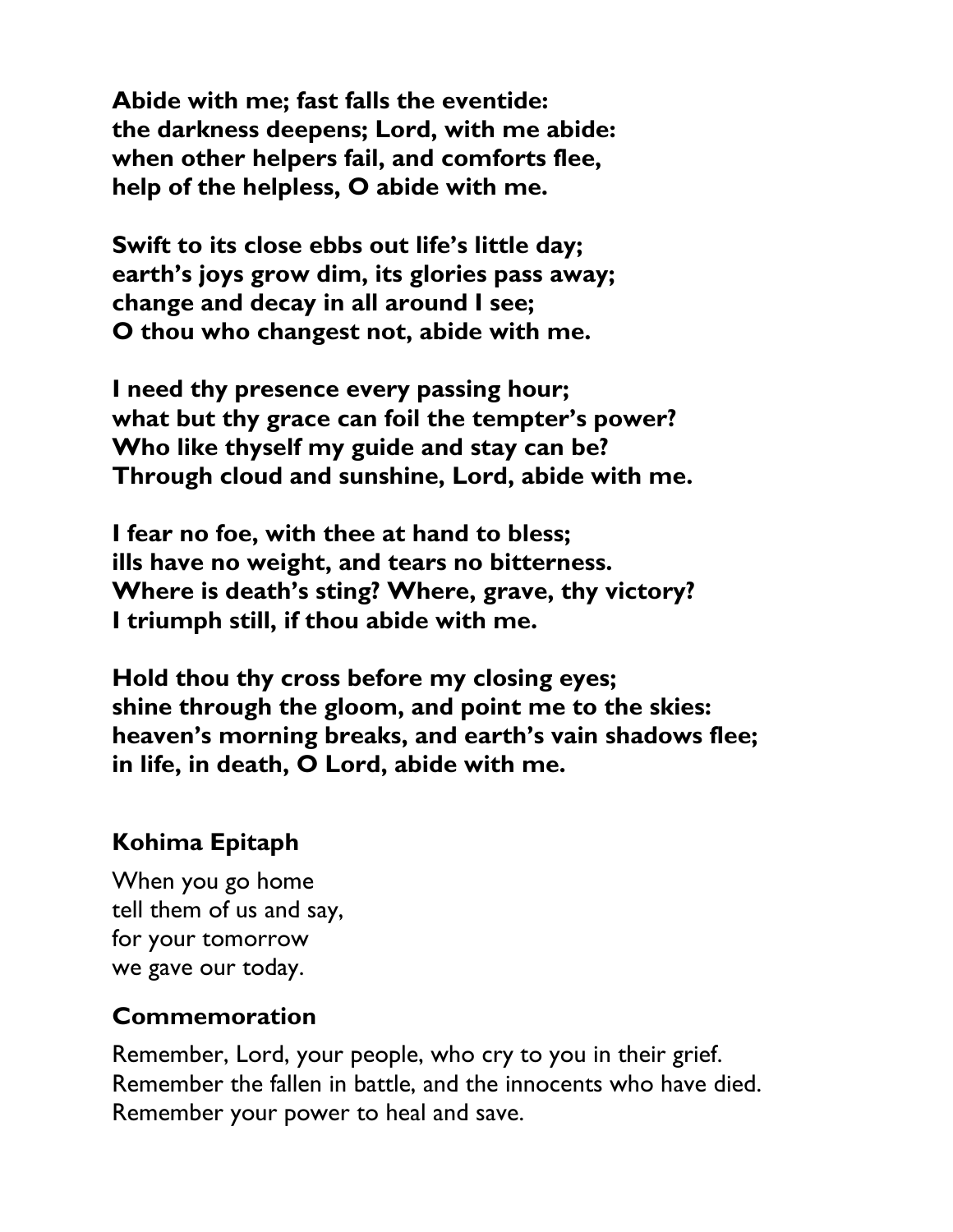**Abide with me; fast falls the eventide:**
**the darkness deepens; Lord, with me abide:**
**when other helpers fail, and comforts flee,**
**help of the helpless, O abide with me.**

**Swift to its close ebbs out life's little day;**
**earth's joys grow dim, its glories pass away;**
**change and decay in all around I see;**
**O thou who changest not, abide with me.**

**I need thy presence every passing hour;**
**what but thy grace can foil the tempter's power?**
**Who like thyself my guide and stay can be?**
**Through cloud and sunshine, Lord, abide with me.**

**I fear no foe, with thee at hand to bless;**
**ills have no weight, and tears no bitterness.**
**Where is death's sting? Where, grave, thy victory?**
**I triumph still, if thou abide with me.**

**Hold thou thy cross before my closing eyes;**
**shine through the gloom, and point me to the skies:**
**heaven's morning breaks, and earth's vain shadows flee;**
**in life, in death, O Lord, abide with me.**

### Kohima Epitaph

When you go home
tell them of us and say,
for your tomorrow
we gave our today.

### Commemoration

Remember, Lord, your people, who cry to you in their grief.
Remember the fallen in battle, and the innocents who have died.
Remember your power to heal and save.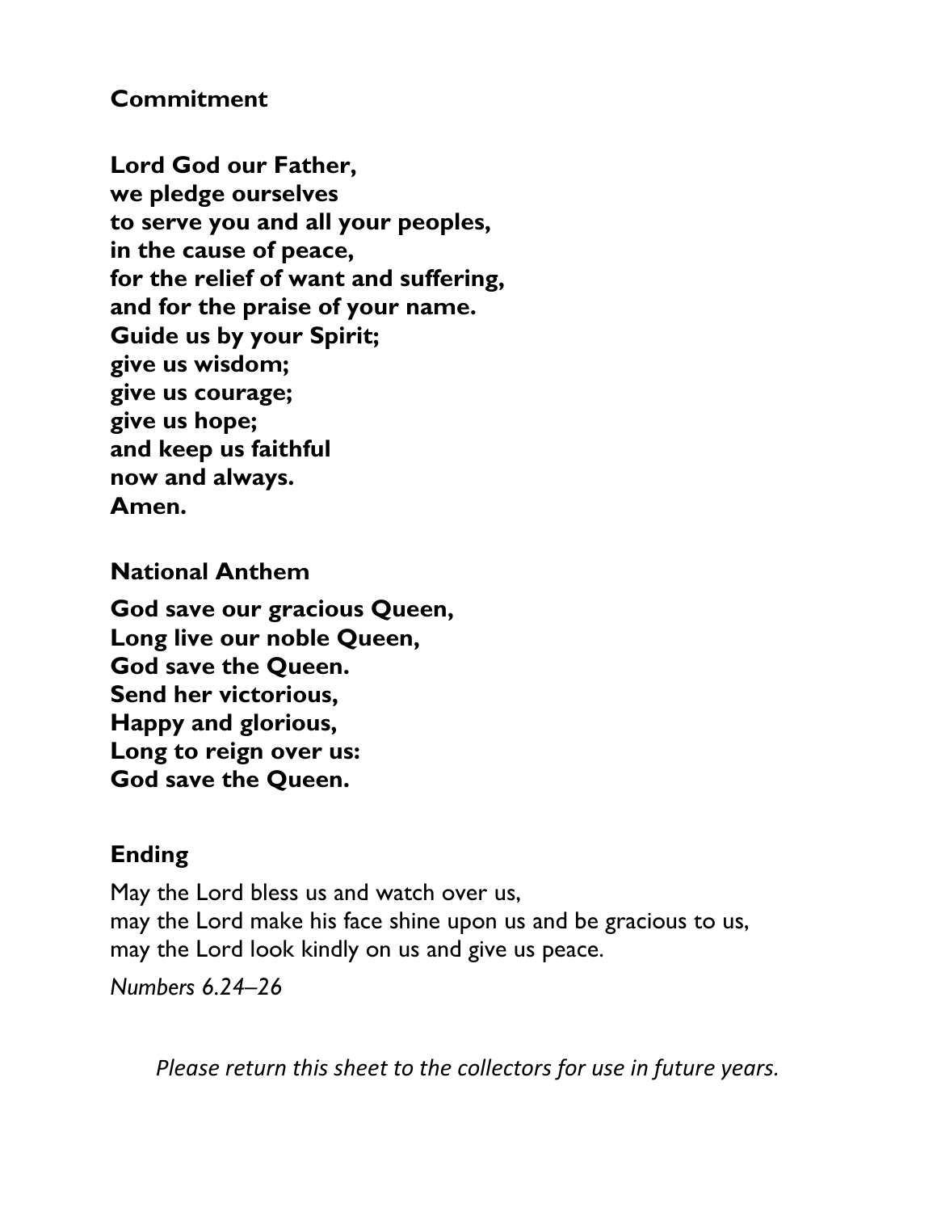### Commitment

**Lord God our Father,**
**we pledge ourselves**
**to serve you and all your peoples,**
**in the cause of peace,**
**for the relief of want and suffering,**
**and for the praise of your name.**
**Guide us by your Spirit;**
**give us wisdom;**
**give us courage;**
**give us hope;**
**and keep us faithful**
**now and always.**
**Amen.**

### National Anthem

**God save our gracious Queen,**
**Long live our noble Queen,**
**God save the Queen.**
**Send her victorious,**
**Happy and glorious,**
**Long to reign over us:**
**God save the Queen.**

## Ending

May the Lord bless us and watch over us,
may the Lord make his face shine upon us and be gracious to us,
may the Lord look kindly on us and give us peace.

*Numbers 6.24–26*

*Please return this sheet to the collectors for use in future years.*